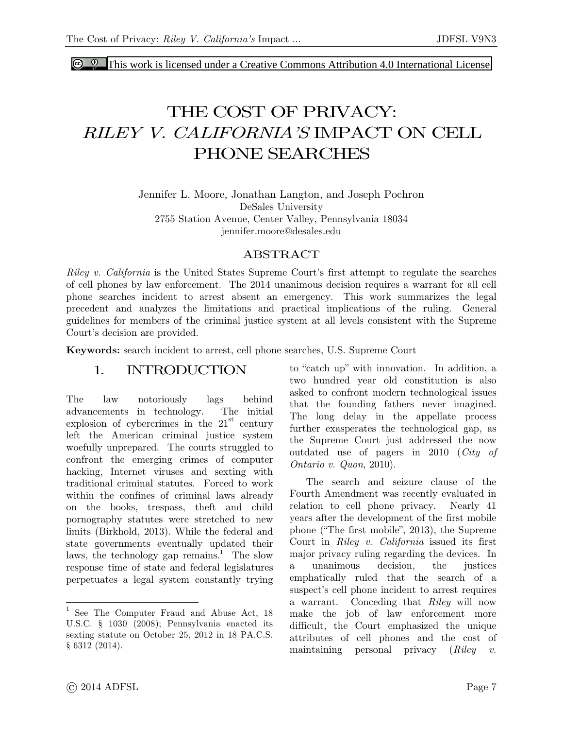This work is licensed under a Creative Commons Attribution 4.0 International License.

# THE COST OF PRIVACY: *RILEY V. CALIFORNIA'S* IMPACT ON CELL PHONE SEARCHES

Jennifer L. Moore, Jonathan Langton, and Joseph Pochron
DeSales University
2755 Station Avenue, Center Valley, Pennsylvania 18034
jennifer.moore@desales.edu

## ABSTRACT

*Riley v. California* is the United States Supreme Court's first attempt to regulate the searches of cell phones by law enforcement. The 2014 unanimous decision requires a warrant for all cell phone searches incident to arrest absent an emergency. This work summarizes the legal precedent and analyzes the limitations and practical implications of the ruling. General guidelines for members of the criminal justice system at all levels consistent with the Supreme Court's decision are provided.

**Keywords:** search incident to arrest, cell phone searches, U.S. Supreme Court

## 1. INTRODUCTION

The law notoriously lags behind advancements in technology. The initial explosion of cybercrimes in the 21st century left the American criminal justice system woefully unprepared. The courts struggled to confront the emerging crimes of computer hacking, Internet viruses and sexting with traditional criminal statutes. Forced to work within the confines of criminal laws already on the books, trespass, theft and child pornography statutes were stretched to new limits (Birkhold, 2013). While the federal and state governments eventually updated their laws, the technology gap remains.[1] The slow response time of state and federal legislatures perpetuates a legal system constantly trying to "catch up" with innovation. In addition, a two hundred year old constitution is also asked to confront modern technological issues that the founding fathers never imagined. The long delay in the appellate process further exasperates the technological gap, as the Supreme Court just addressed the now outdated use of pagers in 2010 (*City of Ontario v. Quon*, 2010).

The search and seizure clause of the Fourth Amendment was recently evaluated in relation to cell phone privacy. Nearly 41 years after the development of the first mobile phone ("The first mobile", 2013), the Supreme Court in *Riley v. California* issued its first major privacy ruling regarding the devices. In a unanimous decision, the justices emphatically ruled that the search of a suspect's cell phone incident to arrest requires a warrant. Conceding that *Riley* will now make the job of law enforcement more difficult, the Court emphasized the unique attributes of cell phones and the cost of maintaining personal privacy (*Riley v.*

[1] See The Computer Fraud and Abuse Act, 18 U.S.C. § 1030 (2008); Pennsylvania enacted its sexting statute on October 25, 2012 in 18 PA.C.S. § 6312 (2014).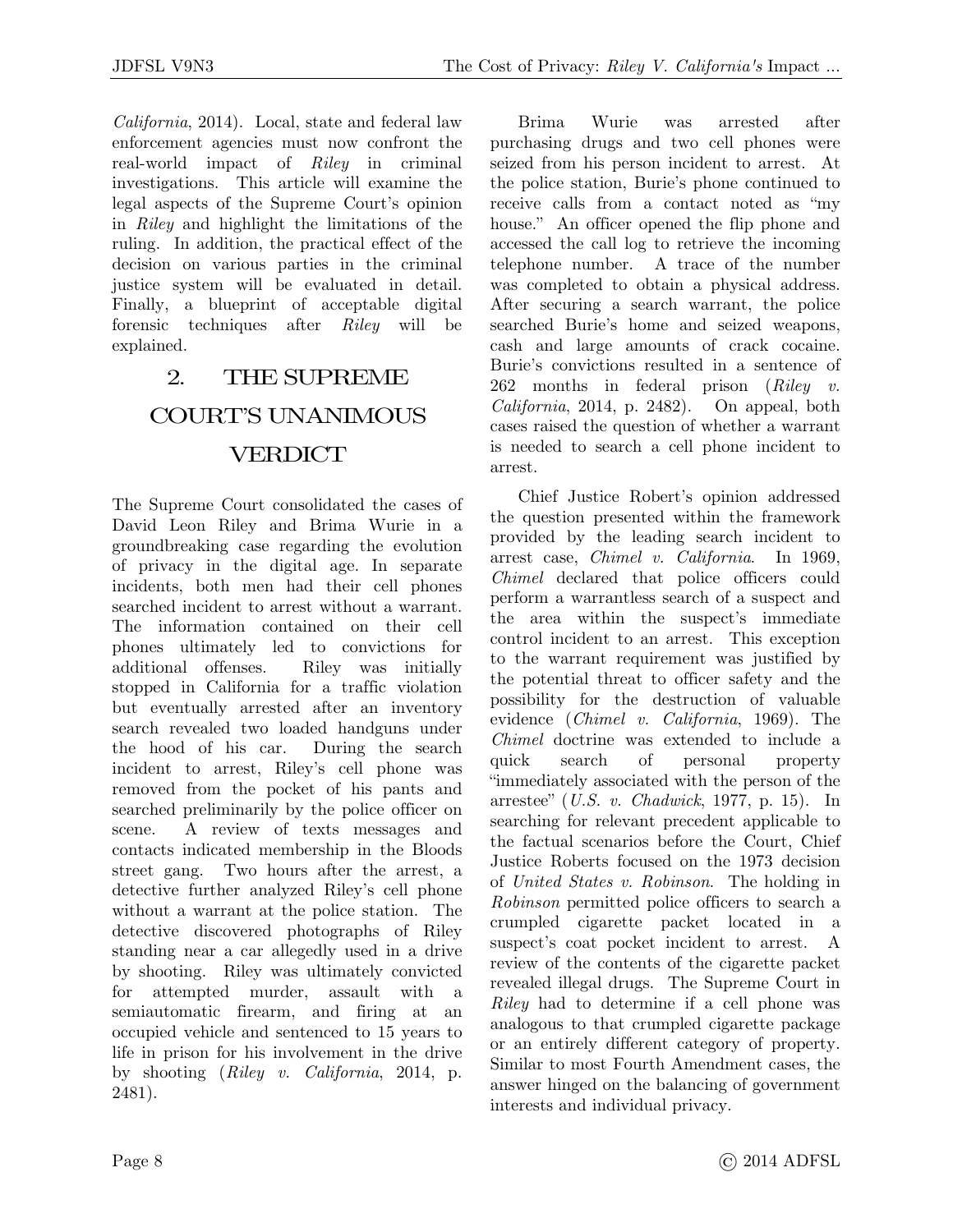*California*, 2014). Local, state and federal law enforcement agencies must now confront the real-world impact of *Riley* in criminal investigations. This article will examine the legal aspects of the Supreme Court's opinion in *Riley* and highlight the limitations of the ruling. In addition, the practical effect of the decision on various parties in the criminal justice system will be evaluated in detail. Finally, a blueprint of acceptable digital forensic techniques after *Riley* will be explained.

## 2. THE SUPREME COURT'S UNANIMOUS VERDICT

The Supreme Court consolidated the cases of David Leon Riley and Brima Wurie in a groundbreaking case regarding the evolution of privacy in the digital age. In separate incidents, both men had their cell phones searched incident to arrest without a warrant. The information contained on their cell phones ultimately led to convictions for additional offenses. Riley was initially stopped in California for a traffic violation but eventually arrested after an inventory search revealed two loaded handguns under the hood of his car. During the search incident to arrest, Riley's cell phone was removed from the pocket of his pants and searched preliminarily by the police officer on scene. A review of texts messages and contacts indicated membership in the Bloods street gang. Two hours after the arrest, a detective further analyzed Riley's cell phone without a warrant at the police station. The detective discovered photographs of Riley standing near a car allegedly used in a drive by shooting. Riley was ultimately convicted for attempted murder, assault with a semiautomatic firearm, and firing at an occupied vehicle and sentenced to 15 years to life in prison for his involvement in the drive by shooting (*Riley v. California*, 2014, p. 2481).

Brima Wurie was arrested after purchasing drugs and two cell phones were seized from his person incident to arrest. At the police station, Burie's phone continued to receive calls from a contact noted as "my house." An officer opened the flip phone and accessed the call log to retrieve the incoming telephone number. A trace of the number was completed to obtain a physical address. After securing a search warrant, the police searched Burie's home and seized weapons, cash and large amounts of crack cocaine. Burie's convictions resulted in a sentence of 262 months in federal prison (*Riley v. California*, 2014, p. 2482). On appeal, both cases raised the question of whether a warrant is needed to search a cell phone incident to arrest.

Chief Justice Robert's opinion addressed the question presented within the framework provided by the leading search incident to arrest case, *Chimel v. California*. In 1969, *Chimel* declared that police officers could perform a warrantless search of a suspect and the area within the suspect's immediate control incident to an arrest. This exception to the warrant requirement was justified by the potential threat to officer safety and the possibility for the destruction of valuable evidence (*Chimel v. California*, 1969). The *Chimel* doctrine was extended to include a quick search of personal property "immediately associated with the person of the arrestee" (*U.S. v. Chadwick*, 1977, p. 15). In searching for relevant precedent applicable to the factual scenarios before the Court, Chief Justice Roberts focused on the 1973 decision of *United States v. Robinson*. The holding in *Robinson* permitted police officers to search a crumpled cigarette packet located in a suspect's coat pocket incident to arrest. A review of the contents of the cigarette packet revealed illegal drugs. The Supreme Court in *Riley* had to determine if a cell phone was analogous to that crumpled cigarette package or an entirely different category of property. Similar to most Fourth Amendment cases, the answer hinged on the balancing of government interests and individual privacy.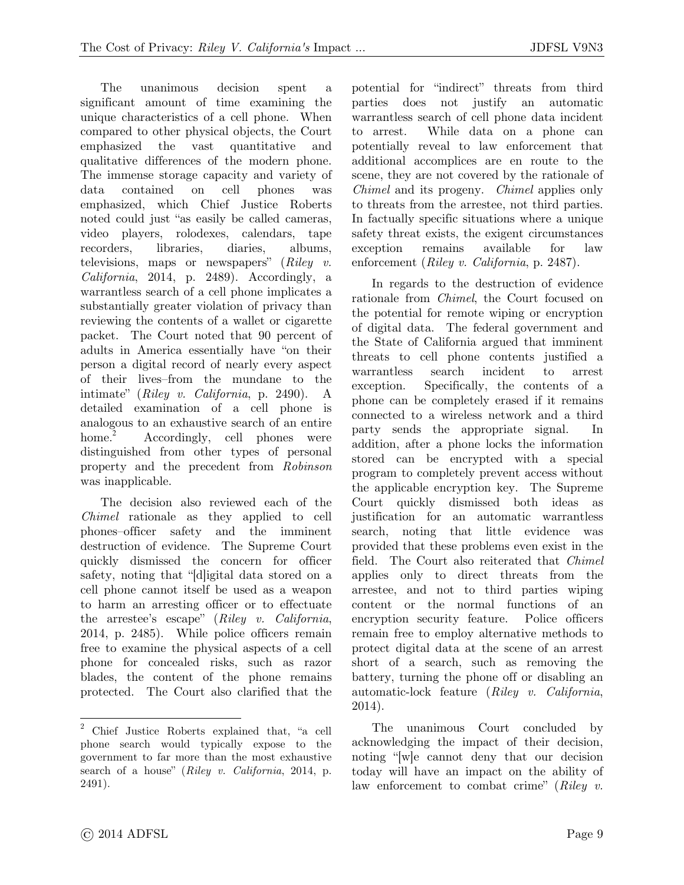The unanimous decision spent a significant amount of time examining the unique characteristics of a cell phone. When compared to other physical objects, the Court emphasized the vast quantitative and qualitative differences of the modern phone. The immense storage capacity and variety of data contained on cell phones was emphasized, which Chief Justice Roberts noted could just "as easily be called cameras, video players, rolodexes, calendars, tape recorders, libraries, diaries, albums, televisions, maps or newspapers" (*Riley v. California*, 2014, p. 2489). Accordingly, a warrantless search of a cell phone implicates a substantially greater violation of privacy than reviewing the contents of a wallet or cigarette packet. The Court noted that 90 percent of adults in America essentially have "on their person a digital record of nearly every aspect of their lives–from the mundane to the intimate" (*Riley v. California*, p. 2490). A detailed examination of a cell phone is analogous to an exhaustive search of an entire home.[2] Accordingly, cell phones were distinguished from other types of personal property and the precedent from *Robinson* was inapplicable.

The decision also reviewed each of the *Chimel* rationale as they applied to cell phones–officer safety and the imminent destruction of evidence. The Supreme Court quickly dismissed the concern for officer safety, noting that "[d]igital data stored on a cell phone cannot itself be used as a weapon to harm an arresting officer or to effectuate the arrestee's escape" (*Riley v. California*, 2014, p. 2485). While police officers remain free to examine the physical aspects of a cell phone for concealed risks, such as razor blades, the content of the phone remains protected. The Court also clarified that the potential for "indirect" threats from third parties does not justify an automatic warrantless search of cell phone data incident to arrest. While data on a phone can potentially reveal to law enforcement that additional accomplices are en route to the scene, they are not covered by the rationale of *Chimel* and its progeny. *Chimel* applies only to threats from the arrestee, not third parties. In factually specific situations where a unique safety threat exists, the exigent circumstances exception remains available for law enforcement (*Riley v. California*, p. 2487).

In regards to the destruction of evidence rationale from *Chimel*, the Court focused on the potential for remote wiping or encryption of digital data. The federal government and the State of California argued that imminent threats to cell phone contents justified a warrantless search incident to arrest exception. Specifically, the contents of a phone can be completely erased if it remains connected to a wireless network and a third party sends the appropriate signal. In addition, after a phone locks the information stored can be encrypted with a special program to completely prevent access without the applicable encryption key. The Supreme Court quickly dismissed both ideas as justification for an automatic warrantless search, noting that little evidence was provided that these problems even exist in the field. The Court also reiterated that *Chimel* applies only to direct threats from the arrestee, and not to third parties wiping content or the normal functions of an encryption security feature. Police officers remain free to employ alternative methods to protect digital data at the scene of an arrest short of a search, such as removing the battery, turning the phone off or disabling an automatic-lock feature (*Riley v. California*, 2014).

The unanimous Court concluded by acknowledging the impact of their decision, noting "[w]e cannot deny that our decision today will have an impact on the ability of law enforcement to combat crime" (*Riley v.

---

[2] Chief Justice Roberts explained that, "a cell phone search would typically expose to the government to far more than the most exhaustive search of a house" (*Riley v. California*, 2014, p. 2491).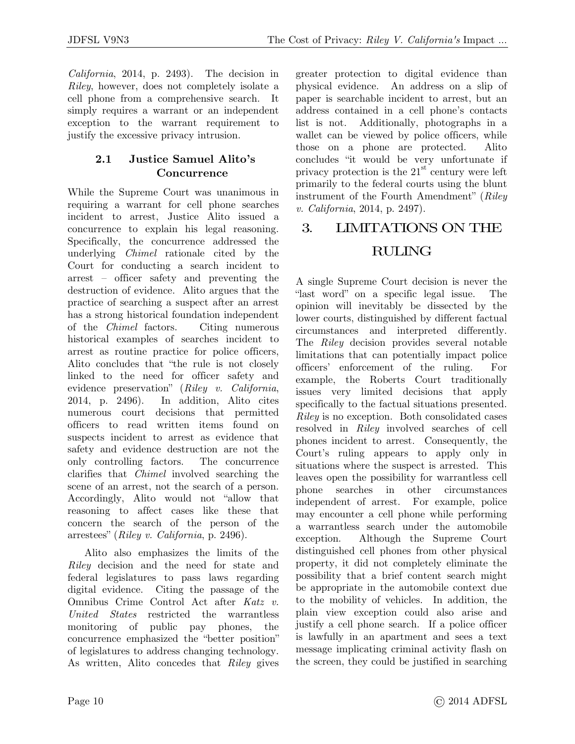*California*, 2014, p. 2493). The decision in *Riley*, however, does not completely isolate a cell phone from a comprehensive search. It simply requires a warrant or an independent exception to the warrant requirement to justify the excessive privacy intrusion.

### 2.1 Justice Samuel Alito's Concurrence

While the Supreme Court was unanimous in requiring a warrant for cell phone searches incident to arrest, Justice Alito issued a concurrence to explain his legal reasoning. Specifically, the concurrence addressed the underlying *Chimel* rationale cited by the Court for conducting a search incident to arrest – officer safety and preventing the destruction of evidence. Alito argues that the practice of searching a suspect after an arrest has a strong historical foundation independent of the *Chimel* factors. Citing numerous historical examples of searches incident to arrest as routine practice for police officers, Alito concludes that "the rule is not closely linked to the need for officer safety and evidence preservation" (*Riley v. California*, 2014, p. 2496). In addition, Alito cites numerous court decisions that permitted officers to read written items found on suspects incident to arrest as evidence that safety and evidence destruction are not the only controlling factors. The concurrence clarifies that *Chimel* involved searching the scene of an arrest, not the search of a person. Accordingly, Alito would not "allow that reasoning to affect cases like these that concern the search of the person of the arrestees" (*Riley v. California*, p. 2496).

Alito also emphasizes the limits of the *Riley* decision and the need for state and federal legislatures to pass laws regarding digital evidence. Citing the passage of the Omnibus Crime Control Act after *Katz v. United States* restricted the warrantless monitoring of public pay phones, the concurrence emphasized the "better position" of legislatures to address changing technology. As written, Alito concedes that *Riley* gives greater protection to digital evidence than physical evidence. An address on a slip of paper is searchable incident to arrest, but an address contained in a cell phone's contacts list is not. Additionally, photographs in a wallet can be viewed by police officers, while those on a phone are protected. Alito concludes "it would be very unfortunate if privacy protection is the 21st century were left primarily to the federal courts using the blunt instrument of the Fourth Amendment" (*Riley v. California*, 2014, p. 2497).

## 3. LIMITATIONS ON THE RULING

A single Supreme Court decision is never the "last word" on a specific legal issue. The opinion will inevitably be dissected by the lower courts, distinguished by different factual circumstances and interpreted differently. The *Riley* decision provides several notable limitations that can potentially impact police officers' enforcement of the ruling. For example, the Roberts Court traditionally issues very limited decisions that apply specifically to the factual situations presented. *Riley* is no exception. Both consolidated cases resolved in *Riley* involved searches of cell phones incident to arrest. Consequently, the Court's ruling appears to apply only in situations where the suspect is arrested. This leaves open the possibility for warrantless cell phone searches in other circumstances independent of arrest. For example, police may encounter a cell phone while performing a warrantless search under the automobile exception. Although the Supreme Court distinguished cell phones from other physical property, it did not completely eliminate the possibility that a brief content search might be appropriate in the automobile context due to the mobility of vehicles. In addition, the plain view exception could also arise and justify a cell phone search. If a police officer is lawfully in an apartment and sees a text message implicating criminal activity flash on the screen, they could be justified in searching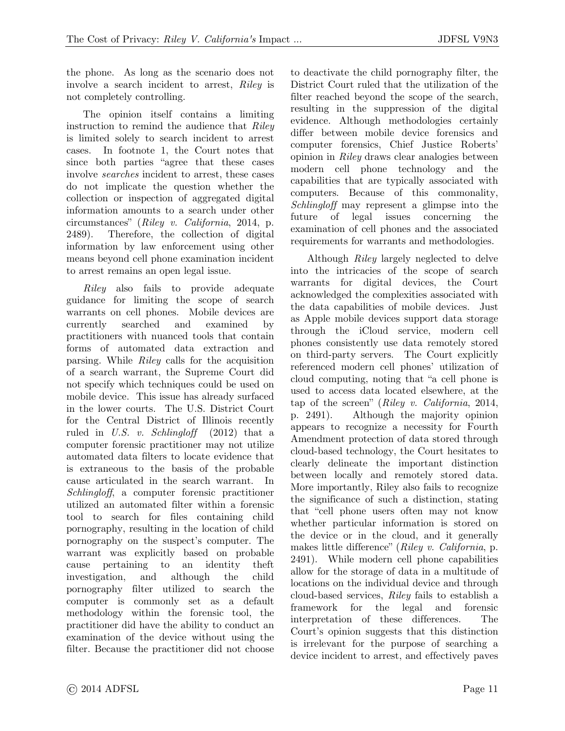the phone. As long as the scenario does not involve a search incident to arrest, *Riley* is not completely controlling.

The opinion itself contains a limiting instruction to remind the audience that *Riley* is limited solely to search incident to arrest cases. In footnote 1, the Court notes that since both parties "agree that these cases involve *searches* incident to arrest, these cases do not implicate the question whether the collection or inspection of aggregated digital information amounts to a search under other circumstances" (*Riley v. California*, 2014, p. 2489). Therefore, the collection of digital information by law enforcement using other means beyond cell phone examination incident to arrest remains an open legal issue.

*Riley* also fails to provide adequate guidance for limiting the scope of search warrants on cell phones. Mobile devices are currently searched and examined by practitioners with nuanced tools that contain forms of automated data extraction and parsing. While *Riley* calls for the acquisition of a search warrant, the Supreme Court did not specify which techniques could be used on mobile device. This issue has already surfaced in the lower courts. The U.S. District Court for the Central District of Illinois recently ruled in *U.S. v. Schlingloff* (2012) that a computer forensic practitioner may not utilize automated data filters to locate evidence that is extraneous to the basis of the probable cause articulated in the search warrant. In *Schlingloff*, a computer forensic practitioner utilized an automated filter within a forensic tool to search for files containing child pornography, resulting in the location of child pornography on the suspect's computer. The warrant was explicitly based on probable cause pertaining to an identity theft investigation, and although the child pornography filter utilized to search the computer is commonly set as a default methodology within the forensic tool, the practitioner did have the ability to conduct an examination of the device without using the filter. Because the practitioner did not choose to deactivate the child pornography filter, the District Court ruled that the utilization of the filter reached beyond the scope of the search, resulting in the suppression of the digital evidence. Although methodologies certainly differ between mobile device forensics and computer forensics, Chief Justice Roberts' opinion in *Riley* draws clear analogies between modern cell phone technology and the capabilities that are typically associated with computers. Because of this commonality, *Schlingloff* may represent a glimpse into the future of legal issues concerning the examination of cell phones and the associated requirements for warrants and methodologies.

Although *Riley* largely neglected to delve into the intricacies of the scope of search warrants for digital devices, the Court acknowledged the complexities associated with the data capabilities of mobile devices. Just as Apple mobile devices support data storage through the iCloud service, modern cell phones consistently use data remotely stored on third-party servers. The Court explicitly referenced modern cell phones' utilization of cloud computing, noting that "a cell phone is used to access data located elsewhere, at the tap of the screen" (*Riley v. California*, 2014, p. 2491). Although the majority opinion appears to recognize a necessity for Fourth Amendment protection of data stored through cloud-based technology, the Court hesitates to clearly delineate the important distinction between locally and remotely stored data. More importantly, Riley also fails to recognize the significance of such a distinction, stating that "cell phone users often may not know whether particular information is stored on the device or in the cloud, and it generally makes little difference" (*Riley v. California*, p. 2491). While modern cell phone capabilities allow for the storage of data in a multitude of locations on the individual device and through cloud-based services, *Riley* fails to establish a framework for the legal and forensic interpretation of these differences. The Court's opinion suggests that this distinction is irrelevant for the purpose of searching a device incident to arrest, and effectively paves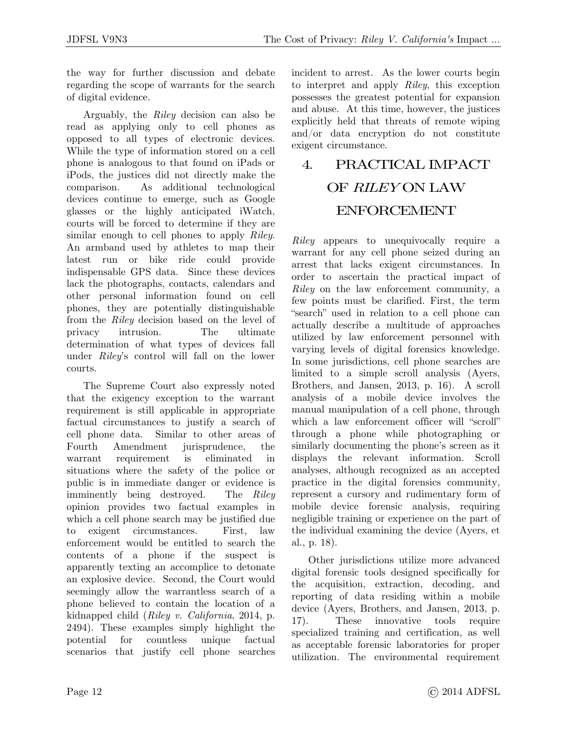the way for further discussion and debate regarding the scope of warrants for the search of digital evidence.

Arguably, the *Riley* decision can also be read as applying only to cell phones as opposed to all types of electronic devices. While the type of information stored on a cell phone is analogous to that found on iPads or iPods, the justices did not directly make the comparison. As additional technological devices continue to emerge, such as Google glasses or the highly anticipated iWatch, courts will be forced to determine if they are similar enough to cell phones to apply *Riley*. An armband used by athletes to map their latest run or bike ride could provide indispensable GPS data. Since these devices lack the photographs, contacts, calendars and other personal information found on cell phones, they are potentially distinguishable from the *Riley* decision based on the level of privacy intrusion. The ultimate determination of what types of devices fall under *Riley*'s control will fall on the lower courts.

The Supreme Court also expressly noted that the exigency exception to the warrant requirement is still applicable in appropriate factual circumstances to justify a search of cell phone data. Similar to other areas of Fourth Amendment jurisprudence, the warrant requirement is eliminated in situations where the safety of the police or public is in immediate danger or evidence is imminently being destroyed. The *Riley* opinion provides two factual examples in which a cell phone search may be justified due to exigent circumstances. First, law enforcement would be entitled to search the contents of a phone if the suspect is apparently texting an accomplice to detonate an explosive device. Second, the Court would seemingly allow the warrantless search of a phone believed to contain the location of a kidnapped child (*Riley v. California*, 2014, p. 2494). These examples simply highlight the potential for countless unique factual scenarios that justify cell phone searches incident to arrest. As the lower courts begin to interpret and apply *Riley*, this exception possesses the greatest potential for expansion and abuse. At this time, however, the justices explicitly held that threats of remote wiping and/or data encryption do not constitute exigent circumstance.

# 4. PRACTICAL IMPACT OF *RILEY* ON LAW ENFORCEMENT

*Riley* appears to unequivocally require a warrant for any cell phone seized during an arrest that lacks exigent circumstances. In order to ascertain the practical impact of *Riley* on the law enforcement community, a few points must be clarified. First, the term "search" used in relation to a cell phone can actually describe a multitude of approaches utilized by law enforcement personnel with varying levels of digital forensics knowledge. In some jurisdictions, cell phone searches are limited to a simple scroll analysis (Ayers, Brothers, and Jansen, 2013, p. 16). A scroll analysis of a mobile device involves the manual manipulation of a cell phone, through which a law enforcement officer will "scroll" through a phone while photographing or similarly documenting the phone's screen as it displays the relevant information. Scroll analyses, although recognized as an accepted practice in the digital forensics community, represent a cursory and rudimentary form of mobile device forensic analysis, requiring negligible training or experience on the part of the individual examining the device (Ayers, et al., p. 18).

Other jurisdictions utilize more advanced digital forensic tools designed specifically for the acquisition, extraction, decoding, and reporting of data residing within a mobile device (Ayers, Brothers, and Jansen, 2013, p. 17). These innovative tools require specialized training and certification, as well as acceptable forensic laboratories for proper utilization. The environmental requirement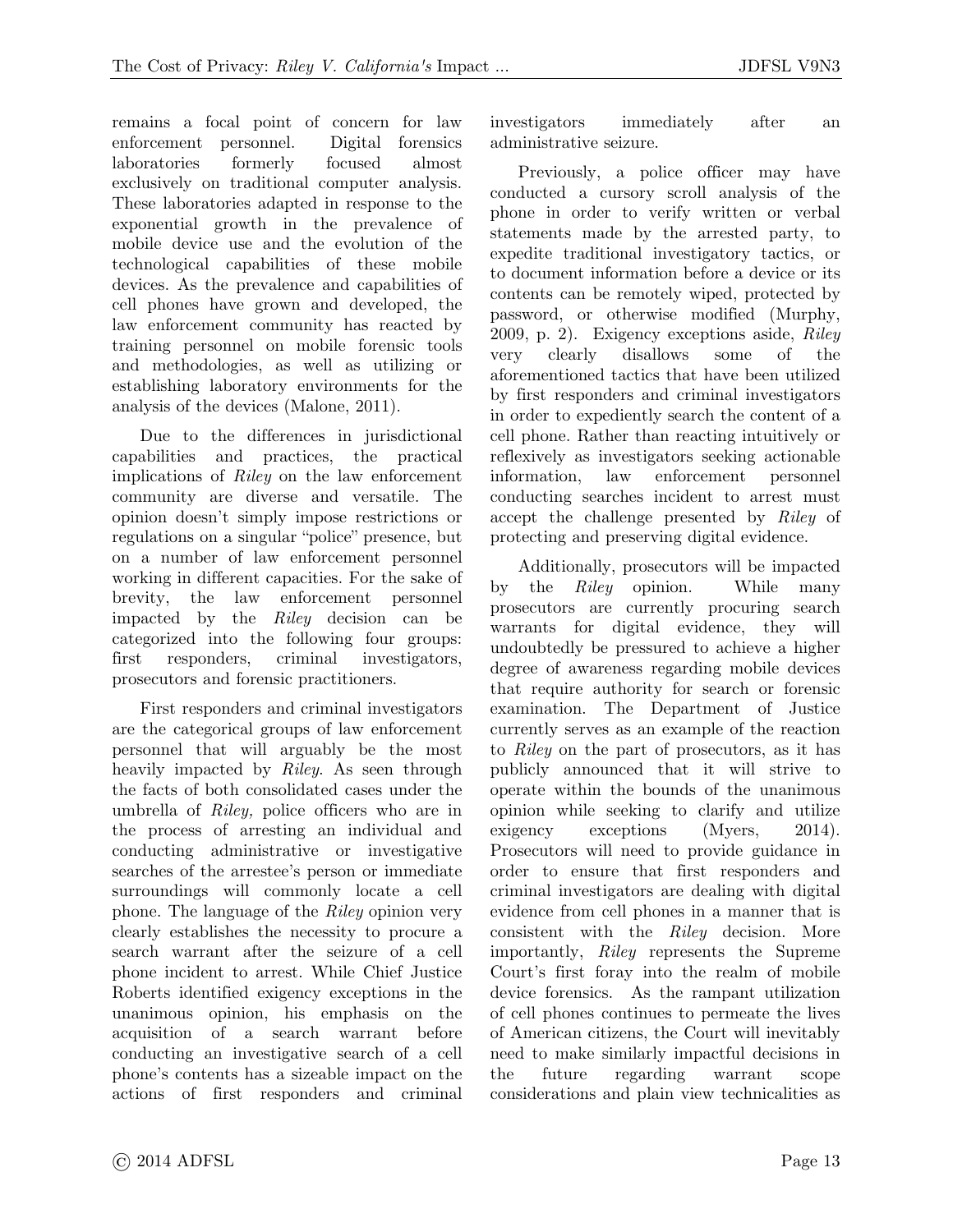remains a focal point of concern for law enforcement personnel. Digital forensics laboratories formerly focused almost exclusively on traditional computer analysis. These laboratories adapted in response to the exponential growth in the prevalence of mobile device use and the evolution of the technological capabilities of these mobile devices. As the prevalence and capabilities of cell phones have grown and developed, the law enforcement community has reacted by training personnel on mobile forensic tools and methodologies, as well as utilizing or establishing laboratory environments for the analysis of the devices (Malone, 2011).

Due to the differences in jurisdictional capabilities and practices, the practical implications of *Riley* on the law enforcement community are diverse and versatile. The opinion doesn't simply impose restrictions or regulations on a singular "police" presence, but on a number of law enforcement personnel working in different capacities. For the sake of brevity, the law enforcement personnel impacted by the *Riley* decision can be categorized into the following four groups: first responders, criminal investigators, prosecutors and forensic practitioners.

First responders and criminal investigators are the categorical groups of law enforcement personnel that will arguably be the most heavily impacted by *Riley*. As seen through the facts of both consolidated cases under the umbrella of *Riley,* police officers who are in the process of arresting an individual and conducting administrative or investigative searches of the arrestee's person or immediate surroundings will commonly locate a cell phone. The language of the *Riley* opinion very clearly establishes the necessity to procure a search warrant after the seizure of a cell phone incident to arrest. While Chief Justice Roberts identified exigency exceptions in the unanimous opinion, his emphasis on the acquisition of a search warrant before conducting an investigative search of a cell phone's contents has a sizeable impact on the actions of first responders and criminal investigators immediately after an administrative seizure.

Previously, a police officer may have conducted a cursory scroll analysis of the phone in order to verify written or verbal statements made by the arrested party, to expedite traditional investigatory tactics, or to document information before a device or its contents can be remotely wiped, protected by password, or otherwise modified (Murphy, 2009, p. 2). Exigency exceptions aside, *Riley* very clearly disallows some of the aforementioned tactics that have been utilized by first responders and criminal investigators in order to expediently search the content of a cell phone. Rather than reacting intuitively or reflexively as investigators seeking actionable information, law enforcement personnel conducting searches incident to arrest must accept the challenge presented by *Riley* of protecting and preserving digital evidence.

Additionally, prosecutors will be impacted by the *Riley* opinion. While many prosecutors are currently procuring search warrants for digital evidence, they will undoubtedly be pressured to achieve a higher degree of awareness regarding mobile devices that require authority for search or forensic examination. The Department of Justice currently serves as an example of the reaction to *Riley* on the part of prosecutors, as it has publicly announced that it will strive to operate within the bounds of the unanimous opinion while seeking to clarify and utilize exigency exceptions (Myers, 2014). Prosecutors will need to provide guidance in order to ensure that first responders and criminal investigators are dealing with digital evidence from cell phones in a manner that is consistent with the *Riley* decision. More importantly, *Riley* represents the Supreme Court's first foray into the realm of mobile device forensics. As the rampant utilization of cell phones continues to permeate the lives of American citizens, the Court will inevitably need to make similarly impactful decisions in the future regarding warrant scope considerations and plain view technicalities as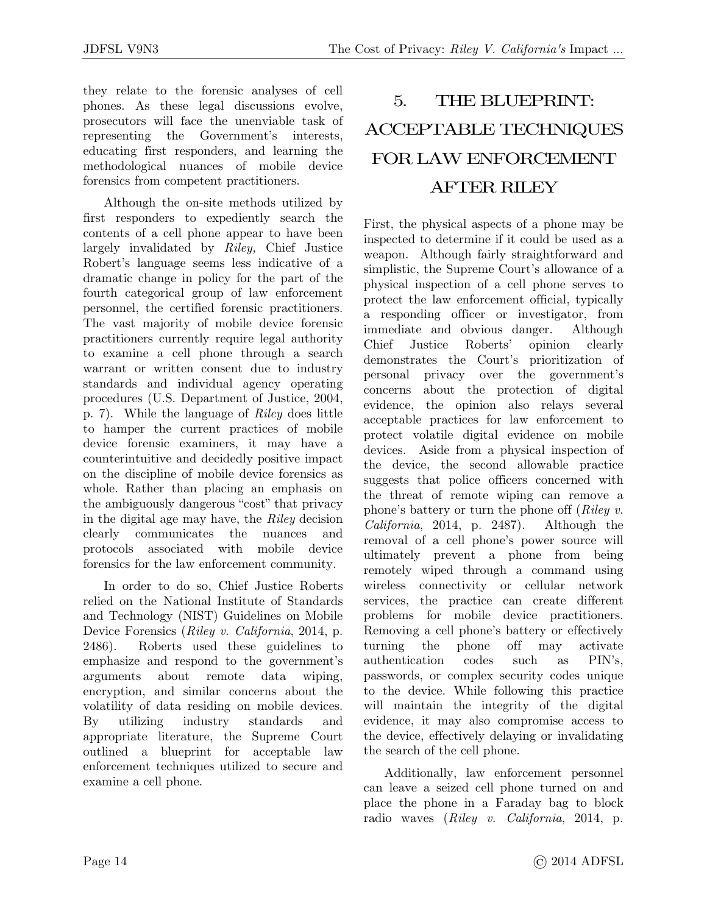they relate to the forensic analyses of cell phones. As these legal discussions evolve, prosecutors will face the unenviable task of representing the Government's interests, educating first responders, and learning the methodological nuances of mobile device forensics from competent practitioners.

Although the on-site methods utilized by first responders to expediently search the contents of a cell phone appear to have been largely invalidated by *Riley,* Chief Justice Robert's language seems less indicative of a dramatic change in policy for the part of the fourth categorical group of law enforcement personnel, the certified forensic practitioners. The vast majority of mobile device forensic practitioners currently require legal authority to examine a cell phone through a search warrant or written consent due to industry standards and individual agency operating procedures (U.S. Department of Justice, 2004, p. 7). While the language of *Riley* does little to hamper the current practices of mobile device forensic examiners, it may have a counterintuitive and decidedly positive impact on the discipline of mobile device forensics as whole. Rather than placing an emphasis on the ambiguously dangerous "cost" that privacy in the digital age may have, the *Riley* decision clearly communicates the nuances and protocols associated with mobile device forensics for the law enforcement community.

In order to do so, Chief Justice Roberts relied on the National Institute of Standards and Technology (NIST) Guidelines on Mobile Device Forensics (*Riley v. California*, 2014, p. 2486). Roberts used these guidelines to emphasize and respond to the government's arguments about remote data wiping, encryption, and similar concerns about the volatility of data residing on mobile devices. By utilizing industry standards and appropriate literature, the Supreme Court outlined a blueprint for acceptable law enforcement techniques utilized to secure and examine a cell phone.

# 5. THE BLUEPRINT: ACCEPTABLE TECHNIQUES FOR LAW ENFORCEMENT AFTER RILEY

First, the physical aspects of a phone may be inspected to determine if it could be used as a weapon. Although fairly straightforward and simplistic, the Supreme Court's allowance of a physical inspection of a cell phone serves to protect the law enforcement official, typically a responding officer or investigator, from immediate and obvious danger. Although Chief Justice Roberts' opinion clearly demonstrates the Court's prioritization of personal privacy over the government's concerns about the protection of digital evidence, the opinion also relays several acceptable practices for law enforcement to protect volatile digital evidence on mobile devices. Aside from a physical inspection of the device, the second allowable practice suggests that police officers concerned with the threat of remote wiping can remove a phone's battery or turn the phone off (*Riley v. California*, 2014, p. 2487). Although the removal of a cell phone's power source will ultimately prevent a phone from being remotely wiped through a command using wireless connectivity or cellular network services, the practice can create different problems for mobile device practitioners. Removing a cell phone's battery or effectively turning the phone off may activate authentication codes such as PIN's, passwords, or complex security codes unique to the device. While following this practice will maintain the integrity of the digital evidence, it may also compromise access to the device, effectively delaying or invalidating the search of the cell phone.

Additionally, law enforcement personnel can leave a seized cell phone turned on and place the phone in a Faraday bag to block radio waves (*Riley v. California*, 2014, p.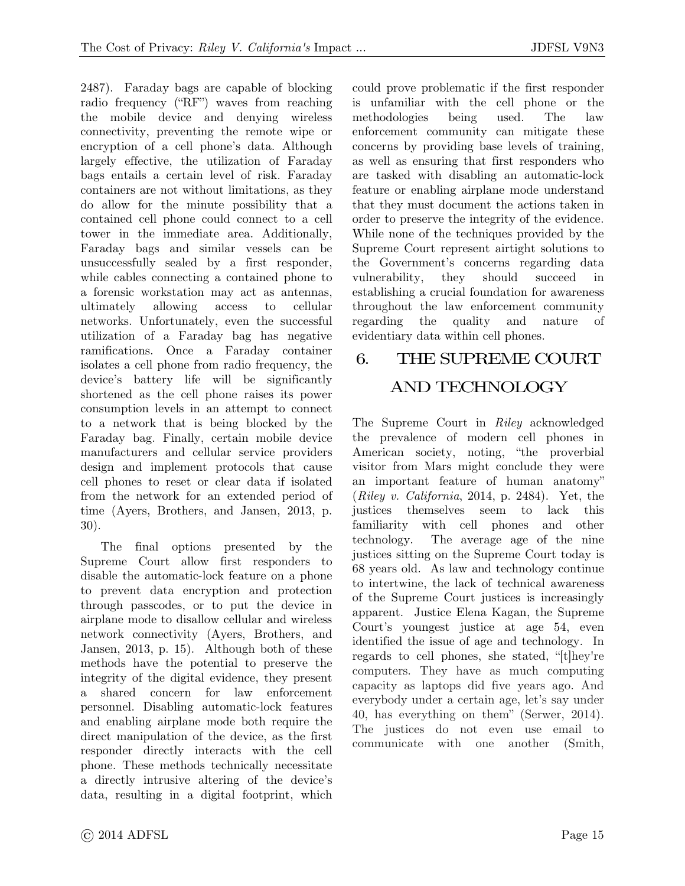2487). Faraday bags are capable of blocking radio frequency ("RF") waves from reaching the mobile device and denying wireless connectivity, preventing the remote wipe or encryption of a cell phone's data. Although largely effective, the utilization of Faraday bags entails a certain level of risk. Faraday containers are not without limitations, as they do allow for the minute possibility that a contained cell phone could connect to a cell tower in the immediate area. Additionally, Faraday bags and similar vessels can be unsuccessfully sealed by a first responder, while cables connecting a contained phone to a forensic workstation may act as antennas, ultimately allowing access to cellular networks. Unfortunately, even the successful utilization of a Faraday bag has negative ramifications. Once a Faraday container isolates a cell phone from radio frequency, the device's battery life will be significantly shortened as the cell phone raises its power consumption levels in an attempt to connect to a network that is being blocked by the Faraday bag. Finally, certain mobile device manufacturers and cellular service providers design and implement protocols that cause cell phones to reset or clear data if isolated from the network for an extended period of time (Ayers, Brothers, and Jansen, 2013, p. 30).

The final options presented by the Supreme Court allow first responders to disable the automatic-lock feature on a phone to prevent data encryption and protection through passcodes, or to put the device in airplane mode to disallow cellular and wireless network connectivity (Ayers, Brothers, and Jansen, 2013, p. 15). Although both of these methods have the potential to preserve the integrity of the digital evidence, they present a shared concern for law enforcement personnel. Disabling automatic-lock features and enabling airplane mode both require the direct manipulation of the device, as the first responder directly interacts with the cell phone. These methods technically necessitate a directly intrusive altering of the device's data, resulting in a digital footprint, which could prove problematic if the first responder is unfamiliar with the cell phone or the methodologies being used. The law enforcement community can mitigate these concerns by providing base levels of training, as well as ensuring that first responders who are tasked with disabling an automatic-lock feature or enabling airplane mode understand that they must document the actions taken in order to preserve the integrity of the evidence. While none of the techniques provided by the Supreme Court represent airtight solutions to the Government's concerns regarding data vulnerability, they should succeed in establishing a crucial foundation for awareness throughout the law enforcement community regarding the quality and nature of evidentiary data within cell phones.

## 6. THE SUPREME COURT AND TECHNOLOGY

The Supreme Court in *Riley* acknowledged the prevalence of modern cell phones in American society, noting, "the proverbial visitor from Mars might conclude they were an important feature of human anatomy" (*Riley v. California*, 2014, p. 2484). Yet, the justices themselves seem to lack this familiarity with cell phones and other technology. The average age of the nine justices sitting on the Supreme Court today is 68 years old. As law and technology continue to intertwine, the lack of technical awareness of the Supreme Court justices is increasingly apparent. Justice Elena Kagan, the Supreme Court's youngest justice at age 54, even identified the issue of age and technology. In regards to cell phones, she stated, "[t]hey're computers. They have as much computing capacity as laptops did five years ago. And everybody under a certain age, let's say under 40, has everything on them" (Serwer, 2014). The justices do not even use email to communicate with one another (Smith,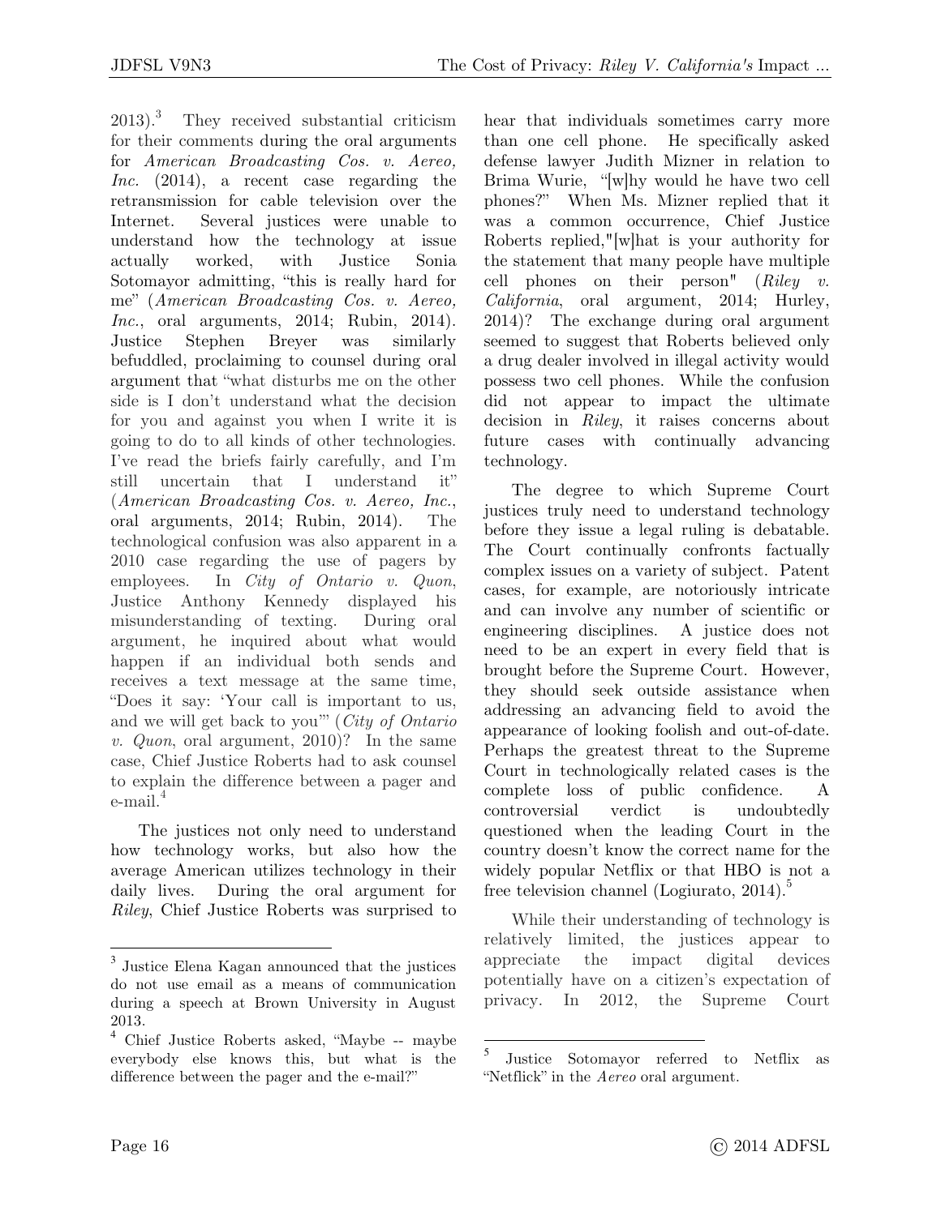2013).[3] They received substantial criticism for their comments during the oral arguments for *American Broadcasting Cos. v. Aereo, Inc.* (2014), a recent case regarding the retransmission for cable television over the Internet. Several justices were unable to understand how the technology at issue actually worked, with Justice Sonia Sotomayor admitting, "this is really hard for me" (*American Broadcasting Cos. v. Aereo, Inc.*, oral arguments, 2014; Rubin, 2014). Justice Stephen Breyer was similarly befuddled, proclaiming to counsel during oral argument that "what disturbs me on the other side is I don't understand what the decision for you and against you when I write it is going to do to all kinds of other technologies. I've read the briefs fairly carefully, and I'm still uncertain that I understand it" (*American Broadcasting Cos. v. Aereo, Inc.*, oral arguments, 2014; Rubin, 2014). The technological confusion was also apparent in a 2010 case regarding the use of pagers by employees. In *City of Ontario v. Quon*, Justice Anthony Kennedy displayed his misunderstanding of texting. During oral argument, he inquired about what would happen if an individual both sends and receives a text message at the same time, "Does it say: 'Your call is important to us, and we will get back to you'" (*City of Ontario v. Quon*, oral argument, 2010)? In the same case, Chief Justice Roberts had to ask counsel to explain the difference between a pager and e-mail.[4]

The justices not only need to understand how technology works, but also how the average American utilizes technology in their daily lives. During the oral argument for *Riley*, Chief Justice Roberts was surprised to hear that individuals sometimes carry more than one cell phone. He specifically asked defense lawyer Judith Mizner in relation to Brima Wurie, "[w]hy would he have two cell phones?" When Ms. Mizner replied that it was a common occurrence, Chief Justice Roberts replied,"[w]hat is your authority for the statement that many people have multiple cell phones on their person" (*Riley v. California*, oral argument, 2014; Hurley, 2014)? The exchange during oral argument seemed to suggest that Roberts believed only a drug dealer involved in illegal activity would possess two cell phones. While the confusion did not appear to impact the ultimate decision in *Riley*, it raises concerns about future cases with continually advancing technology.

The degree to which Supreme Court justices truly need to understand technology before they issue a legal ruling is debatable. The Court continually confronts factually complex issues on a variety of subject. Patent cases, for example, are notoriously intricate and can involve any number of scientific or engineering disciplines. A justice does not need to be an expert in every field that is brought before the Supreme Court. However, they should seek outside assistance when addressing an advancing field to avoid the appearance of looking foolish and out-of-date. Perhaps the greatest threat to the Supreme Court in technologically related cases is the complete loss of public confidence. A controversial verdict is undoubtedly questioned when the leading Court in the country doesn't know the correct name for the widely popular Netflix or that HBO is not a free television channel (Logiurato, 2014).[5]

While their understanding of technology is relatively limited, the justices appear to appreciate the impact digital devices potentially have on a citizen's expectation of privacy. In 2012, the Supreme Court

---

[3] Justice Elena Kagan announced that the justices do not use email as a means of communication during a speech at Brown University in August 2013.

[4] Chief Justice Roberts asked, "Maybe -- maybe everybody else knows this, but what is the difference between the pager and the e-mail?"

[5] Justice Sotomayor referred to Netflix as "Netflick" in the *Aereo* oral argument.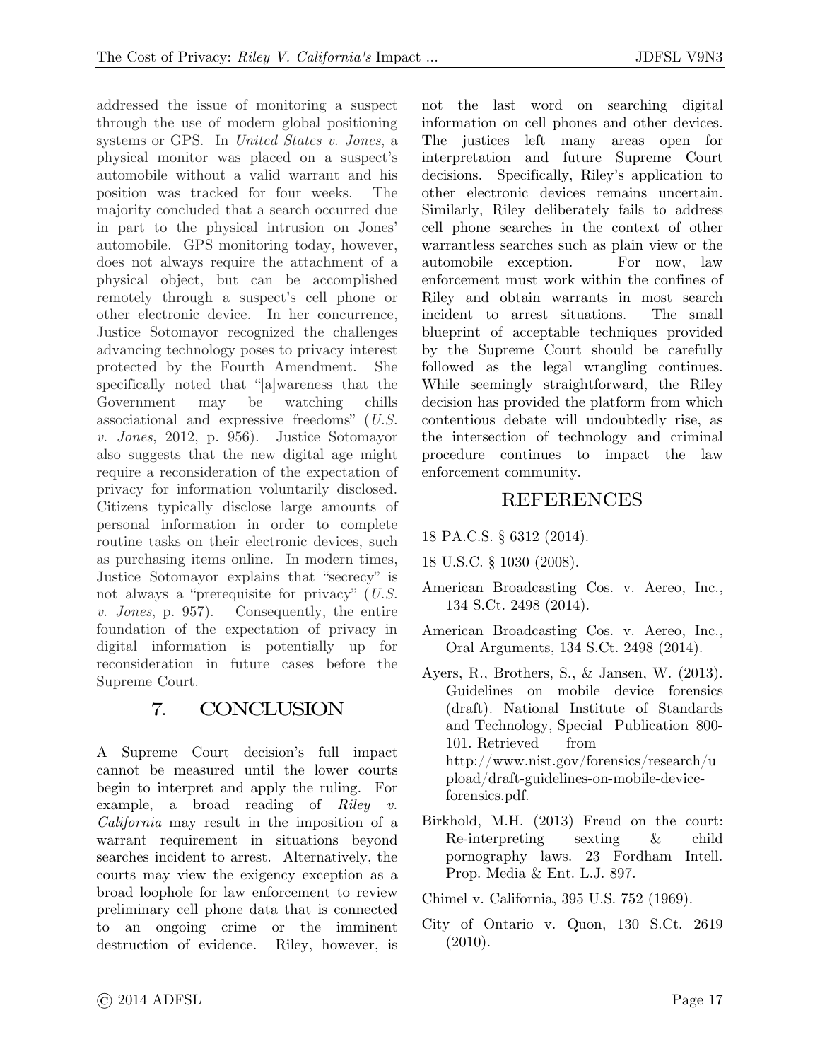addressed the issue of monitoring a suspect through the use of modern global positioning systems or GPS. In *United States v. Jones*, a physical monitor was placed on a suspect's automobile without a valid warrant and his position was tracked for four weeks. The majority concluded that a search occurred due in part to the physical intrusion on Jones' automobile. GPS monitoring today, however, does not always require the attachment of a physical object, but can be accomplished remotely through a suspect's cell phone or other electronic device. In her concurrence, Justice Sotomayor recognized the challenges advancing technology poses to privacy interest protected by the Fourth Amendment. She specifically noted that "[a]wareness that the Government may be watching chills associational and expressive freedoms" (*U.S. v. Jones*, 2012, p. 956). Justice Sotomayor also suggests that the new digital age might require a reconsideration of the expectation of privacy for information voluntarily disclosed. Citizens typically disclose large amounts of personal information in order to complete routine tasks on their electronic devices, such as purchasing items online. In modern times, Justice Sotomayor explains that "secrecy" is not always a "prerequisite for privacy" (*U.S. v. Jones*, p. 957). Consequently, the entire foundation of the expectation of privacy in digital information is potentially up for reconsideration in future cases before the Supreme Court.

## 7. CONCLUSION

A Supreme Court decision's full impact cannot be measured until the lower courts begin to interpret and apply the ruling. For example, a broad reading of *Riley v. California* may result in the imposition of a warrant requirement in situations beyond searches incident to arrest. Alternatively, the courts may view the exigency exception as a broad loophole for law enforcement to review preliminary cell phone data that is connected to an ongoing crime or the imminent destruction of evidence. Riley, however, is not the last word on searching digital information on cell phones and other devices. The justices left many areas open for interpretation and future Supreme Court decisions. Specifically, Riley's application to other electronic devices remains uncertain. Similarly, Riley deliberately fails to address cell phone searches in the context of other warrantless searches such as plain view or the automobile exception. For now, law enforcement must work within the confines of Riley and obtain warrants in most search incident to arrest situations. The small blueprint of acceptable techniques provided by the Supreme Court should be carefully followed as the legal wrangling continues. While seemingly straightforward, the Riley decision has provided the platform from which contentious debate will undoubtedly rise, as the intersection of technology and criminal procedure continues to impact the law enforcement community.

## REFERENCES

18 PA.C.S. § 6312 (2014).

18 U.S.C. § 1030 (2008).

American Broadcasting Cos. v. Aereo, Inc., 134 S.Ct. 2498 (2014).

American Broadcasting Cos. v. Aereo, Inc., Oral Arguments, 134 S.Ct. 2498 (2014).

Ayers, R., Brothers, S., & Jansen, W. (2013). Guidelines on mobile device forensics (draft). National Institute of Standards and Technology, Special Publication 800-101. Retrieved from http://www.nist.gov/forensics/research/upload/draft-guidelines-on-mobile-device-forensics.pdf.

Birkhold, M.H. (2013) Freud on the court: Re-interpreting sexting & child pornography laws. 23 Fordham Intell. Prop. Media & Ent. L.J. 897.

Chimel v. California, 395 U.S. 752 (1969).

City of Ontario v. Quon, 130 S.Ct. 2619 (2010).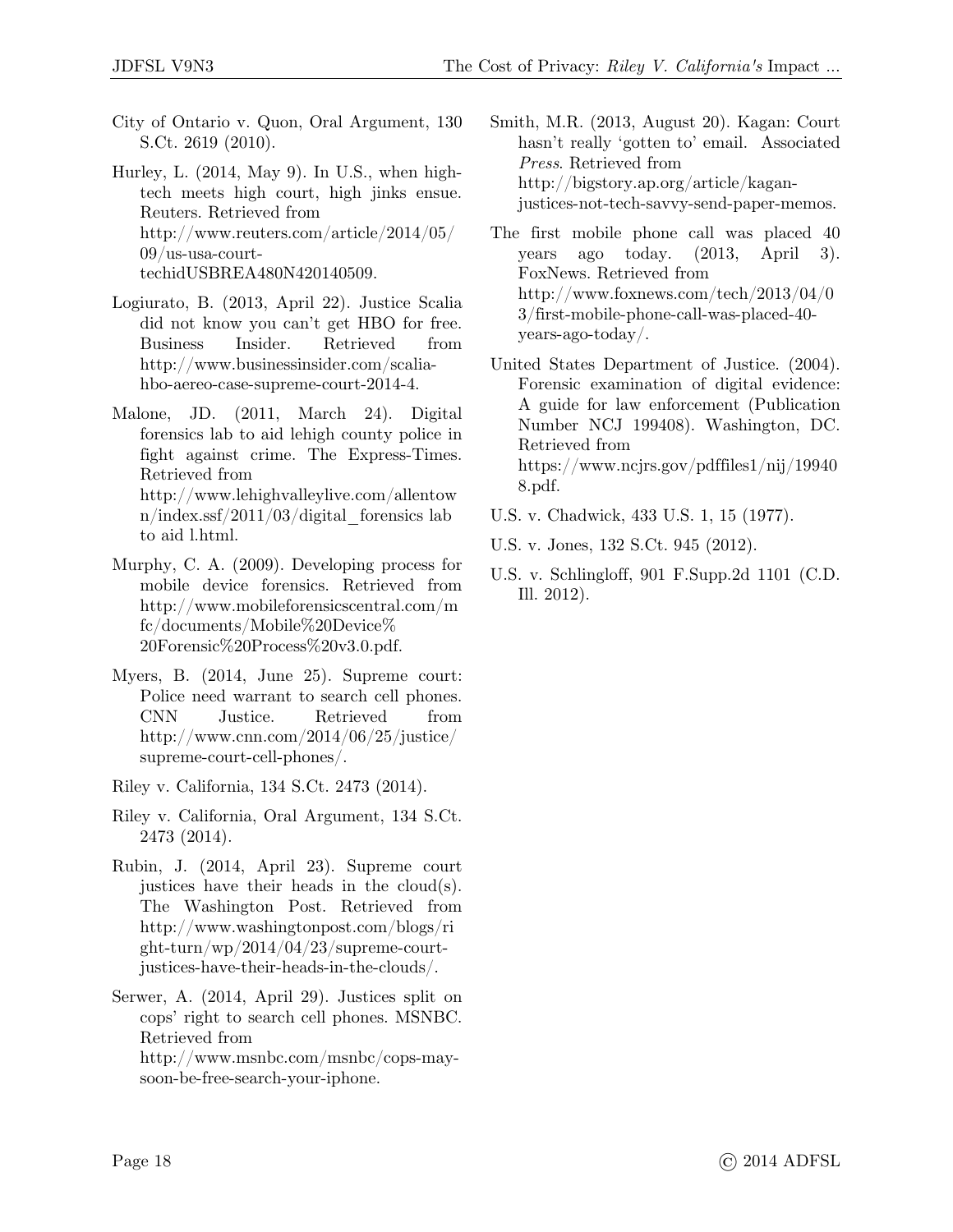City of Ontario v. Quon, Oral Argument, 130 S.Ct. 2619 (2010).

Hurley, L. (2014, May 9). In U.S., when high-tech meets high court, high jinks ensue. Reuters. Retrieved from http://www.reuters.com/article/2014/05/09/us-usa-court-techidUSBREA480N420140509.

Logiurato, B. (2013, April 22). Justice Scalia did not know you can't get HBO for free. Business Insider. Retrieved from http://www.businessinsider.com/scalia-hbo-aereo-case-supreme-court-2014-4.

Malone, JD. (2011, March 24). Digital forensics lab to aid lehigh county police in fight against crime. The Express-Times. Retrieved from http://www.lehighvalleylive.com/allentown/index.ssf/2011/03/digital_forensics lab to aid l.html.

Murphy, C. A. (2009). Developing process for mobile device forensics. Retrieved from http://www.mobileforensicscentral.com/mfc/documents/Mobile%20Device%20Forensic%20Process%20v3.0.pdf.

Myers, B. (2014, June 25). Supreme court: Police need warrant to search cell phones. CNN Justice. Retrieved from http://www.cnn.com/2014/06/25/justice/supreme-court-cell-phones/.

Riley v. California, 134 S.Ct. 2473 (2014).

Riley v. California, Oral Argument, 134 S.Ct. 2473 (2014).

Rubin, J. (2014, April 23). Supreme court justices have their heads in the cloud(s). The Washington Post. Retrieved from http://www.washingtonpost.com/blogs/right-turn/wp/2014/04/23/supreme-court-justices-have-their-heads-in-the-clouds/.

Serwer, A. (2014, April 29). Justices split on cops' right to search cell phones. MSNBC. Retrieved from http://www.msnbc.com/msnbc/cops-may-soon-be-free-search-your-iphone.

Smith, M.R. (2013, August 20). Kagan: Court hasn't really 'gotten to' email. Associated *Press*. Retrieved from http://bigstory.ap.org/article/kagan-justices-not-tech-savvy-send-paper-memos.

The first mobile phone call was placed 40 years ago today. (2013, April 3). FoxNews. Retrieved from http://www.foxnews.com/tech/2013/04/03/first-mobile-phone-call-was-placed-40-years-ago-today/.

United States Department of Justice. (2004). Forensic examination of digital evidence: A guide for law enforcement (Publication Number NCJ 199408). Washington, DC. Retrieved from https://www.ncjrs.gov/pdffiles1/nij/199408.pdf.

U.S. v. Chadwick, 433 U.S. 1, 15 (1977).

U.S. v. Jones, 132 S.Ct. 945 (2012).

U.S. v. Schlingloff, 901 F.Supp.2d 1101 (C.D. Ill. 2012).